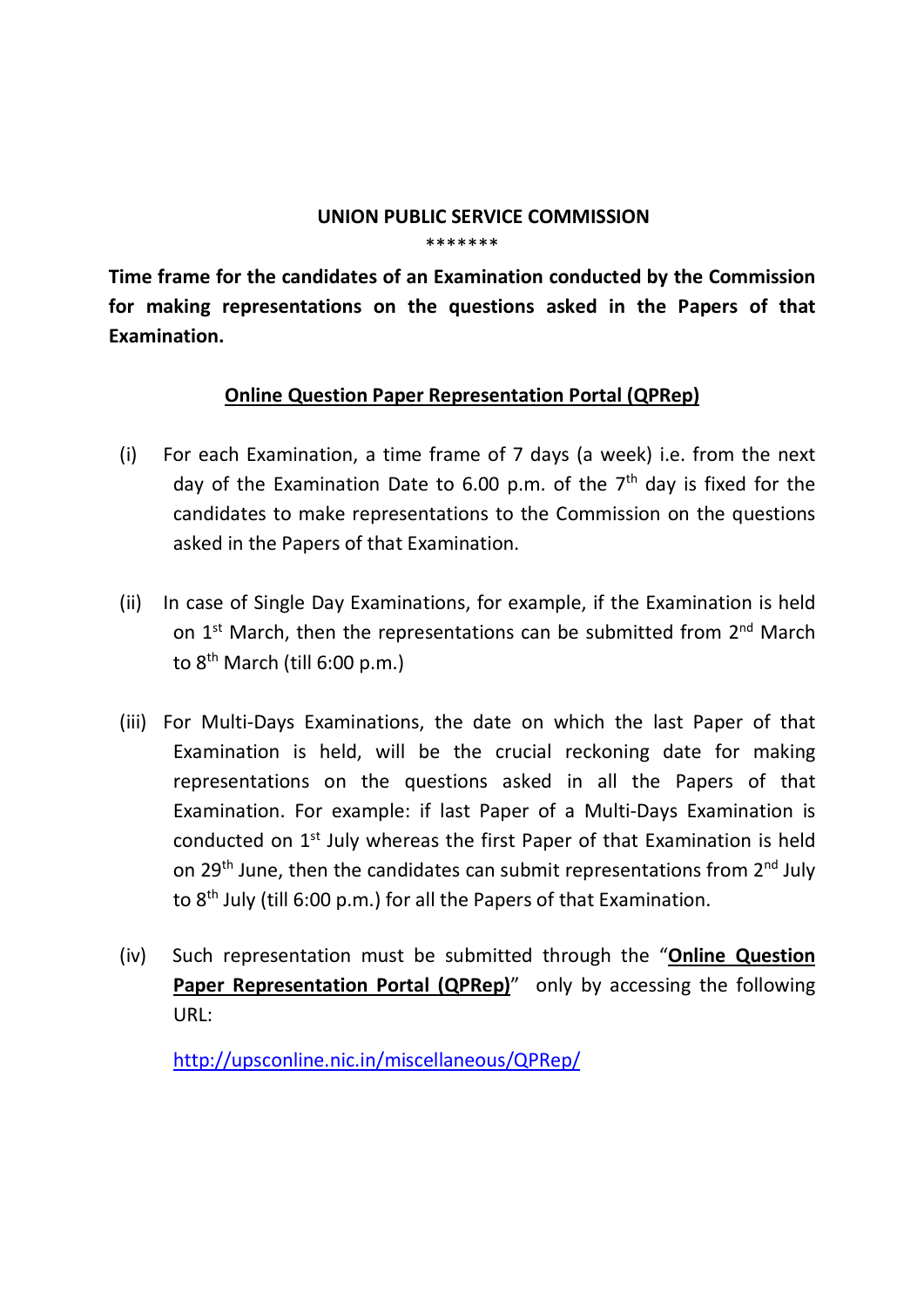**UNION PUBLIC SERVICE COMMISSION**

*******

**Time frame for the candidates of an Examination conducted by the Commission for making representations on the questions asked in the Papers of that Examination.**

**<u>Online Question Paper Representation Portal (QPRep)</u>**

(i) For each Examination, a time frame of 7 days (a week) i.e. from the next day of the Examination Date to 6.00 p.m. of the 7th day is fixed for the candidates to make representations to the Commission on the questions asked in the Papers of that Examination.

(ii) In case of Single Day Examinations, for example, if the Examination is held on 1st March, then the representations can be submitted from 2nd March to 8th March (till 6:00 p.m.)

(iii) For Multi-Days Examinations, the date on which the last Paper of that Examination is held, will be the crucial reckoning date for making representations on the questions asked in all the Papers of that Examination. For example: if last Paper of a Multi-Days Examination is conducted on 1st July whereas the first Paper of that Examination is held on 29th June, then the candidates can submit representations from 2nd July to 8th July (till 6:00 p.m.) for all the Papers of that Examination.

(iv) Such representation must be submitted through the "**<u>Online Question Paper Representation Portal (QPRep)</u>**" only by accessing the following URL:

http://upsconline.nic.in/miscellaneous/QPRep/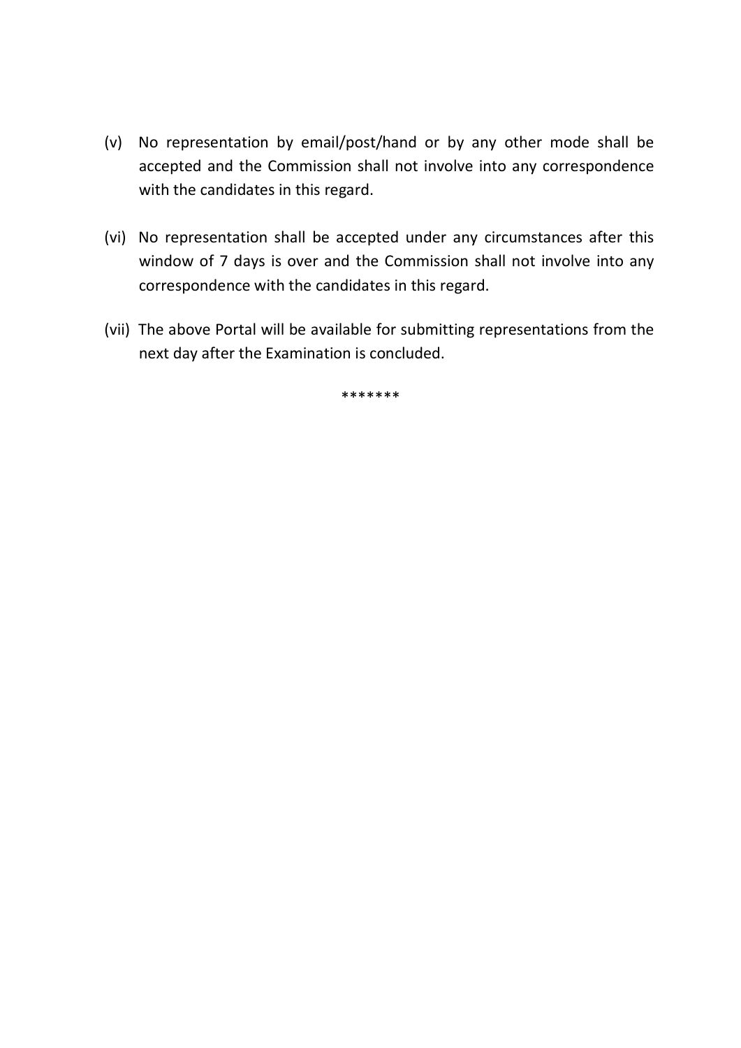(v) No representation by email/post/hand or by any other mode shall be accepted and the Commission shall not involve into any correspondence with the candidates in this regard.

(vi) No representation shall be accepted under any circumstances after this window of 7 days is over and the Commission shall not involve into any correspondence with the candidates in this regard.

(vii) The above Portal will be available for submitting representations from the next day after the Examination is concluded.

*******